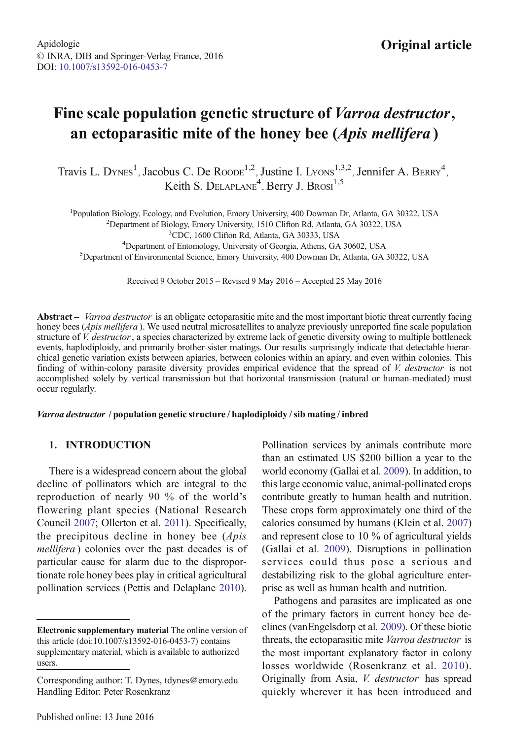Apidologie
© INRA, DIB and Springer-Verlag France, 2016
DOI: 10.1007/s13592-016-0453-7

**Original article**

# Fine scale population genetic structure of *Varroa destructor*, an ectoparasitic mite of the honey bee (*Apis mellifera*)

Travis L. Dynes[1], Jacobus C. De Roode[1,2], Justine I. Lyons[1,3,2], Jennifer A. Berry[4], Keith S. Delaplane[4], Berry J. Brosi[1,5]

[1]Population Biology, Ecology, and Evolution, Emory University, 400 Dowman Dr, Atlanta, GA 30322, USA
[2]Department of Biology, Emory University, 1510 Clifton Rd, Atlanta, GA 30322, USA
[3]CDC, 1600 Clifton Rd, Atlanta, GA 30333, USA
[4]Department of Entomology, University of Georgia, Athens, GA 30602, USA
[5]Department of Environmental Science, Emory University, 400 Dowman Dr, Atlanta, GA 30322, USA

Received 9 October 2015 – Revised 9 May 2016 – Accepted 25 May 2016

**Abstract** – *Varroa destructor* is an obligate ectoparasitic mite and the most important biotic threat currently facing honey bees (*Apis mellifera*). We used neutral microsatellites to analyze previously unreported fine scale population structure of *V. destructor*, a species characterized by extreme lack of genetic diversity owing to multiple bottleneck events, haplodiploidy, and primarily brother-sister matings. Our results surprisingly indicate that detectable hierarchical genetic variation exists between apiaries, between colonies within an apiary, and even within colonies. This finding of within-colony parasite diversity provides empirical evidence that the spread of *V. destructor* is not accomplished solely by vertical transmission but that horizontal transmission (natural or human-mediated) must occur regularly.

***Varroa destructor* / population genetic structure / haplodiploidy / sib mating / inbred**

## 1. INTRODUCTION

There is a widespread concern about the global decline of pollinators which are integral to the reproduction of nearly 90 % of the world's flowering plant species (National Research Council 2007; Ollerton et al. 2011). Specifically, the precipitous decline in honey bee (*Apis mellifera*) colonies over the past decades is of particular cause for alarm due to the disproportionate role honey bees play in critical agricultural pollination services (Pettis and Delaplane 2010). Pollination services by animals contribute more than an estimated US $200 billion a year to the world economy (Gallai et al. 2009). In addition, to this large economic value, animal-pollinated crops contribute greatly to human health and nutrition. These crops form approximately one third of the calories consumed by humans (Klein et al. 2007) and represent close to 10 % of agricultural yields (Gallai et al. 2009). Disruptions in pollination services could thus pose a serious and destabilizing risk to the global agriculture enterprise as well as human health and nutrition.

Pathogens and parasites are implicated as one of the primary factors in current honey bee declines (vanEngelsdorp et al. 2009). Of these biotic threats, the ectoparasitic mite *Varroa destructor* is the most important explanatory factor in colony losses worldwide (Rosenkranz et al. 2010). Originally from Asia, *V. destructor* has spread quickly wherever it has been introduced and

---

**Electronic supplementary material** The online version of this article (doi:10.1007/s13592-016-0453-7) contains supplementary material, which is available to authorized users.

Corresponding author: T. Dynes, tdynes@emory.edu
Handling Editor: Peter Rosenkranz

Published online: 13 June 2016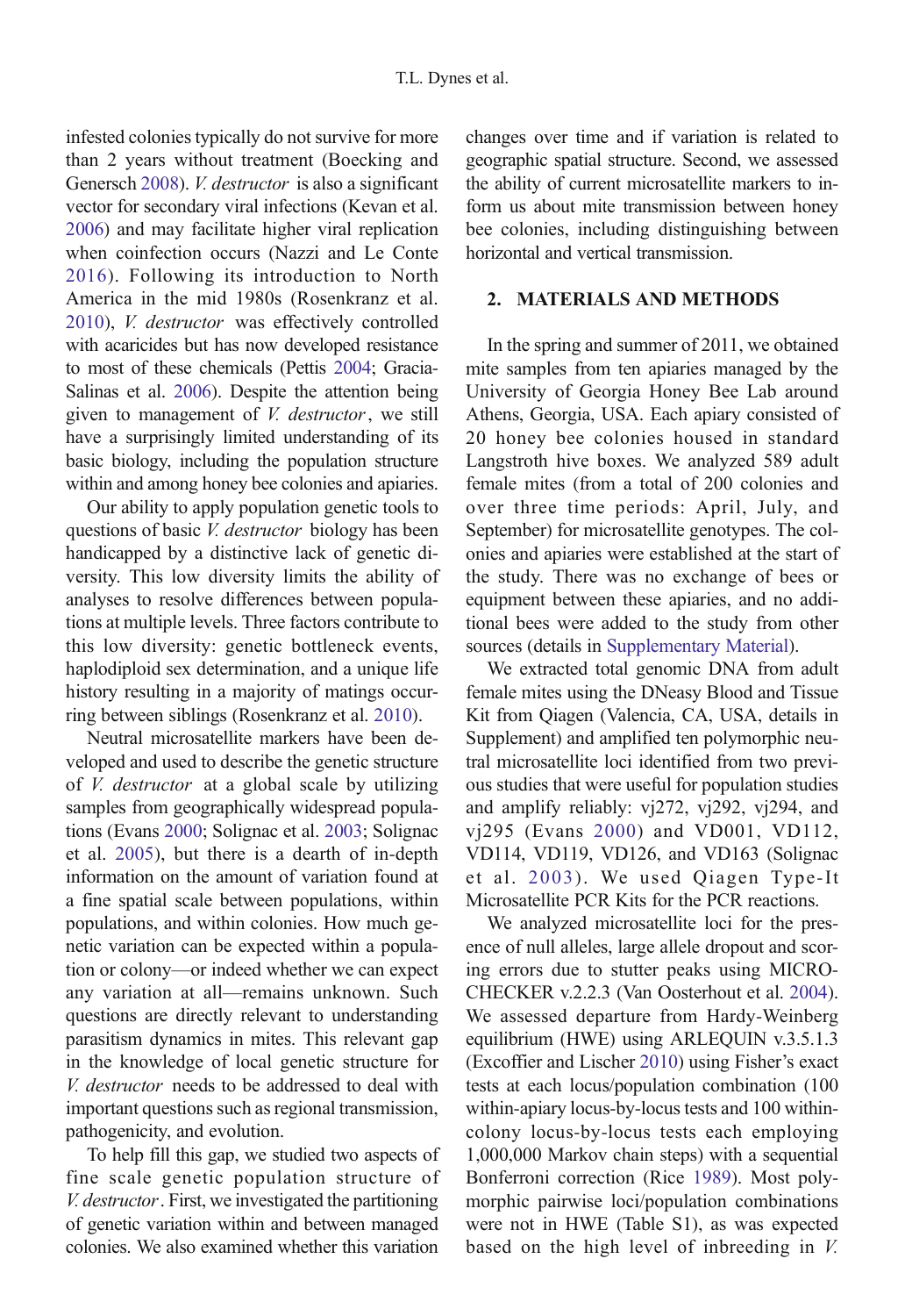infested colonies typically do not survive for more than 2 years without treatment (Boecking and Genersch 2008). *V. destructor* is also a significant vector for secondary viral infections (Kevan et al. 2006) and may facilitate higher viral replication when coinfection occurs (Nazzi and Le Conte 2016). Following its introduction to North America in the mid 1980s (Rosenkranz et al. 2010), *V. destructor* was effectively controlled with acaricides but has now developed resistance to most of these chemicals (Pettis 2004; Gracia-Salinas et al. 2006). Despite the attention being given to management of *V. destructor*, we still have a surprisingly limited understanding of its basic biology, including the population structure within and among honey bee colonies and apiaries.

Our ability to apply population genetic tools to questions of basic *V. destructor* biology has been handicapped by a distinctive lack of genetic diversity. This low diversity limits the ability of analyses to resolve differences between populations at multiple levels. Three factors contribute to this low diversity: genetic bottleneck events, haplodiploid sex determination, and a unique life history resulting in a majority of matings occurring between siblings (Rosenkranz et al. 2010).

Neutral microsatellite markers have been developed and used to describe the genetic structure of *V. destructor* at a global scale by utilizing samples from geographically widespread populations (Evans 2000; Solignac et al. 2003; Solignac et al. 2005), but there is a dearth of in-depth information on the amount of variation found at a fine spatial scale between populations, within populations, and within colonies. How much genetic variation can be expected within a population or colony—or indeed whether we can expect any variation at all—remains unknown. Such questions are directly relevant to understanding parasitism dynamics in mites. This relevant gap in the knowledge of local genetic structure for *V. destructor* needs to be addressed to deal with important questions such as regional transmission, pathogenicity, and evolution.

To help fill this gap, we studied two aspects of fine scale genetic population structure of *V. destructor*. First, we investigated the partitioning of genetic variation within and between managed colonies. We also examined whether this variation changes over time and if variation is related to geographic spatial structure. Second, we assessed the ability of current microsatellite markers to inform us about mite transmission between honey bee colonies, including distinguishing between horizontal and vertical transmission.

## 2. MATERIALS AND METHODS

In the spring and summer of 2011, we obtained mite samples from ten apiaries managed by the University of Georgia Honey Bee Lab around Athens, Georgia, USA. Each apiary consisted of 20 honey bee colonies housed in standard Langstroth hive boxes. We analyzed 589 adult female mites (from a total of 200 colonies and over three time periods: April, July, and September) for microsatellite genotypes. The colonies and apiaries were established at the start of the study. There was no exchange of bees or equipment between these apiaries, and no additional bees were added to the study from other sources (details in Supplementary Material).

We extracted total genomic DNA from adult female mites using the DNeasy Blood and Tissue Kit from Qiagen (Valencia, CA, USA, details in Supplement) and amplified ten polymorphic neutral microsatellite loci identified from two previous studies that were useful for population studies and amplify reliably: vj272, vj292, vj294, and vj295 (Evans 2000) and VD001, VD112, VD114, VD119, VD126, and VD163 (Solignac et al. 2003). We used Qiagen Type-It Microsatellite PCR Kits for the PCR reactions.

We analyzed microsatellite loci for the presence of null alleles, large allele dropout and scoring errors due to stutter peaks using MICRO-CHECKER v.2.2.3 (Van Oosterhout et al. 2004). We assessed departure from Hardy-Weinberg equilibrium (HWE) using ARLEQUIN v.3.5.1.3 (Excoffier and Lischer 2010) using Fisher's exact tests at each locus/population combination (100 within-apiary locus-by-locus tests and 100 within-colony locus-by-locus tests each employing 1,000,000 Markov chain steps) with a sequential Bonferroni correction (Rice 1989). Most polymorphic pairwise loci/population combinations were not in HWE (Table S1), as was expected based on the high level of inbreeding in *V.*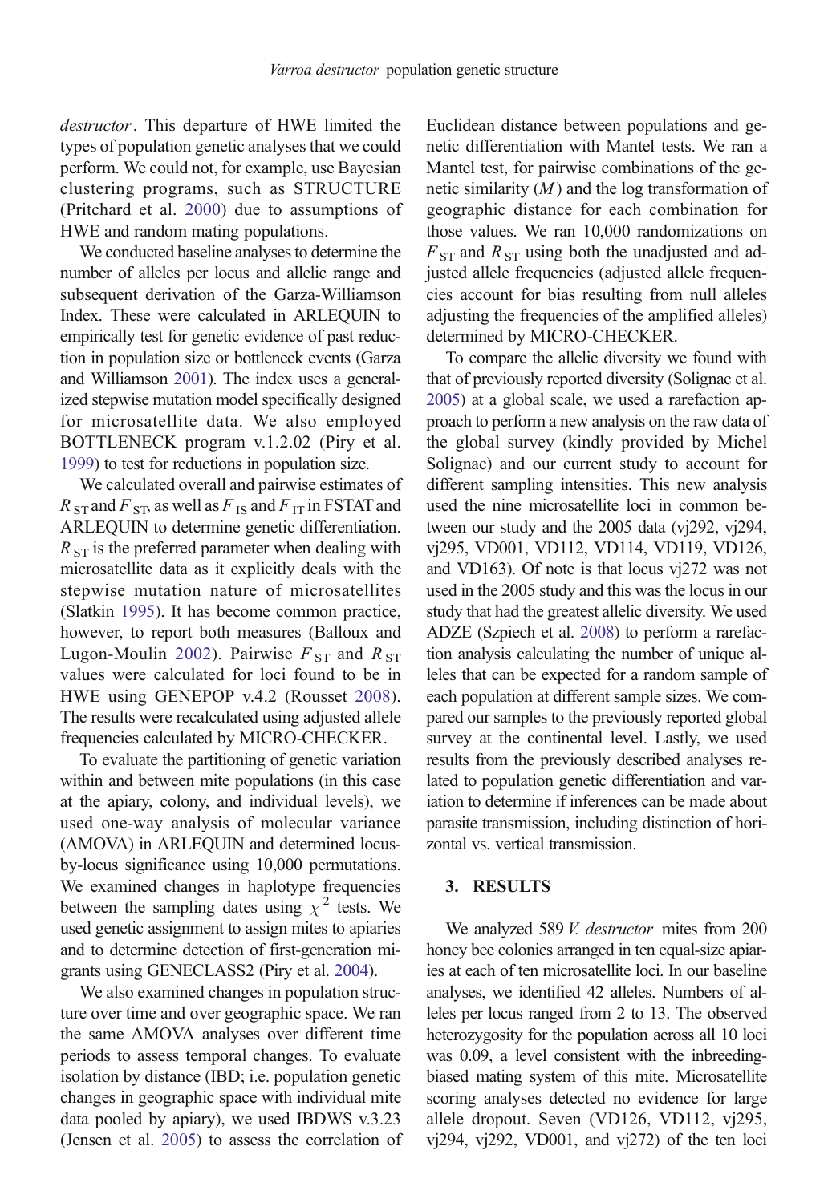*destructor*. This departure of HWE limited the types of population genetic analyses that we could perform. We could not, for example, use Bayesian clustering programs, such as STRUCTURE (Pritchard et al. 2000) due to assumptions of HWE and random mating populations.

We conducted baseline analyses to determine the number of alleles per locus and allelic range and subsequent derivation of the Garza-Williamson Index. These were calculated in ARLEQUIN to empirically test for genetic evidence of past reduction in population size or bottleneck events (Garza and Williamson 2001). The index uses a generalized stepwise mutation model specifically designed for microsatellite data. We also employed BOTTLENECK program v.1.2.02 (Piry et al. 1999) to test for reductions in population size.

We calculated overall and pairwise estimates of $R_{ST}$ and $F_{ST}$, as well as $F_{IS}$ and $F_{IT}$ in FSTAT and ARLEQUIN to determine genetic differentiation. $R_{ST}$ is the preferred parameter when dealing with microsatellite data as it explicitly deals with the stepwise mutation nature of microsatellites (Slatkin 1995). It has become common practice, however, to report both measures (Balloux and Lugon-Moulin 2002). Pairwise $F_{ST}$ and $R_{ST}$ values were calculated for loci found to be in HWE using GENEPOP v.4.2 (Rousset 2008). The results were recalculated using adjusted allele frequencies calculated by MICRO-CHECKER.

To evaluate the partitioning of genetic variation within and between mite populations (in this case at the apiary, colony, and individual levels), we used one-way analysis of molecular variance (AMOVA) in ARLEQUIN and determined locus-by-locus significance using 10,000 permutations. We examined changes in haplotype frequencies between the sampling dates using $\chi^2$ tests. We used genetic assignment to assign mites to apiaries and to determine detection of first-generation migrants using GENECLASS2 (Piry et al. 2004).

We also examined changes in population structure over time and over geographic space. We ran the same AMOVA analyses over different time periods to assess temporal changes. To evaluate isolation by distance (IBD; i.e. population genetic changes in geographic space with individual mite data pooled by apiary), we used IBDWS v.3.23 (Jensen et al. 2005) to assess the correlation of Euclidean distance between populations and genetic differentiation with Mantel tests. We ran a Mantel test, for pairwise combinations of the genetic similarity ($M$) and the log transformation of geographic distance for each combination for those values. We ran 10,000 randomizations on $F_{ST}$ and $R_{ST}$ using both the unadjusted and adjusted allele frequencies (adjusted allele frequencies account for bias resulting from null alleles adjusting the frequencies of the amplified alleles) determined by MICRO-CHECKER.

To compare the allelic diversity we found with that of previously reported diversity (Solignac et al. 2005) at a global scale, we used a rarefaction approach to perform a new analysis on the raw data of the global survey (kindly provided by Michel Solignac) and our current study to account for different sampling intensities. This new analysis used the nine microsatellite loci in common between our study and the 2005 data (vj292, vj294, vj295, VD001, VD112, VD114, VD119, VD126, and VD163). Of note is that locus vj272 was not used in the 2005 study and this was the locus in our study that had the greatest allelic diversity. We used ADZE (Szpiech et al. 2008) to perform a rarefaction analysis calculating the number of unique alleles that can be expected for a random sample of each population at different sample sizes. We compared our samples to the previously reported global survey at the continental level. Lastly, we used results from the previously described analyses related to population genetic differentiation and variation to determine if inferences can be made about parasite transmission, including distinction of horizontal vs. vertical transmission.

## 3. RESULTS

We analyzed 589 *V. destructor* mites from 200 honey bee colonies arranged in ten equal-size apiaries at each of ten microsatellite loci. In our baseline analyses, we identified 42 alleles. Numbers of alleles per locus ranged from 2 to 13. The observed heterozygosity for the population across all 10 loci was 0.09, a level consistent with the inbreeding-biased mating system of this mite. Microsatellite scoring analyses detected no evidence for large allele dropout. Seven (VD126, VD112, vj295, vj294, vj292, VD001, and vj272) of the ten loci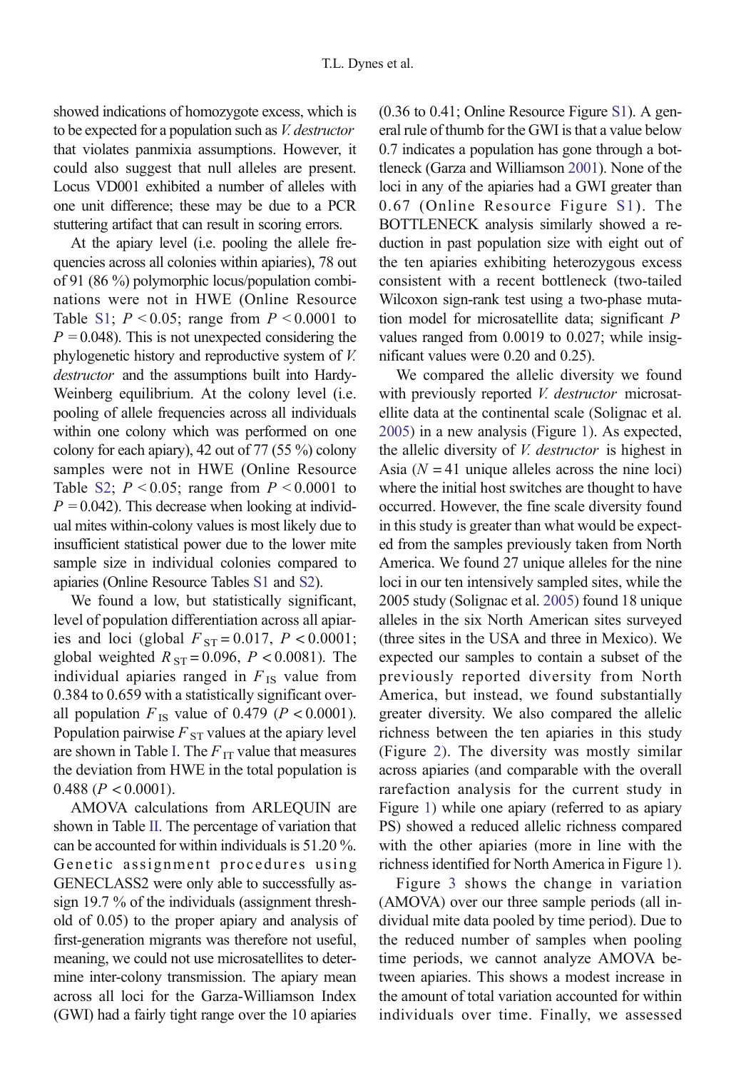showed indications of homozygote excess, which is to be expected for a population such as *V. destructor* that violates panmixia assumptions. However, it could also suggest that null alleles are present. Locus VD001 exhibited a number of alleles with one unit difference; these may be due to a PCR stuttering artifact that can result in scoring errors.

At the apiary level (i.e. pooling the allele frequencies across all colonies within apiaries), 78 out of 91 (86 %) polymorphic locus/population combinations were not in HWE (Online Resource Table S1; $P < 0.05$; range from $P < 0.0001$ to $P = 0.048$). This is not unexpected considering the phylogenetic history and reproductive system of *V. destructor* and the assumptions built into Hardy-Weinberg equilibrium. At the colony level (i.e. pooling of allele frequencies across all individuals within one colony which was performed on one colony for each apiary), 42 out of 77 (55 %) colony samples were not in HWE (Online Resource Table S2; $P < 0.05$; range from $P < 0.0001$ to $P = 0.042$). This decrease when looking at individual mites within-colony values is most likely due to insufficient statistical power due to the lower mite sample size in individual colonies compared to apiaries (Online Resource Tables S1 and S2).

We found a low, but statistically significant, level of population differentiation across all apiaries and loci (global $F_{ST} = 0.017$, $P < 0.0001$; global weighted $R_{ST} = 0.096$, $P < 0.0081$). The individual apiaries ranged in $F_{IS}$ value from 0.384 to 0.659 with a statistically significant overall population $F_{IS}$ value of 0.479 ($P < 0.0001$). Population pairwise $F_{ST}$ values at the apiary level are shown in Table I. The $F_{IT}$ value that measures the deviation from HWE in the total population is 0.488 ($P < 0.0001$).

AMOVA calculations from ARLEQUIN are shown in Table II. The percentage of variation that can be accounted for within individuals is 51.20 %. Genetic assignment procedures using GENECLASS2 were only able to successfully assign 19.7 % of the individuals (assignment threshold of 0.05) to the proper apiary and analysis of first-generation migrants was therefore not useful, meaning, we could not use microsatellites to determine inter-colony transmission. The apiary mean across all loci for the Garza-Williamson Index (GWI) had a fairly tight range over the 10 apiaries (0.36 to 0.41; Online Resource Figure S1). A general rule of thumb for the GWI is that a value below 0.7 indicates a population has gone through a bottleneck (Garza and Williamson 2001). None of the loci in any of the apiaries had a GWI greater than 0.67 (Online Resource Figure S1). The BOTTLENECK analysis similarly showed a reduction in past population size with eight out of the ten apiaries exhibiting heterozygous excess consistent with a recent bottleneck (two-tailed Wilcoxon sign-rank test using a two-phase mutation model for microsatellite data; significant $P$ values ranged from 0.0019 to 0.027; while insignificant values were 0.20 and 0.25).

We compared the allelic diversity we found with previously reported *V. destructor* microsatellite data at the continental scale (Solignac et al. 2005) in a new analysis (Figure 1). As expected, the allelic diversity of *V. destructor* is highest in Asia ($N = 41$ unique alleles across the nine loci) where the initial host switches are thought to have occurred. However, the fine scale diversity found in this study is greater than what would be expected from the samples previously taken from North America. We found 27 unique alleles for the nine loci in our ten intensively sampled sites, while the 2005 study (Solignac et al. 2005) found 18 unique alleles in the six North American sites surveyed (three sites in the USA and three in Mexico). We expected our samples to contain a subset of the previously reported diversity from North America, but instead, we found substantially greater diversity. We also compared the allelic richness between the ten apiaries in this study (Figure 2). The diversity was mostly similar across apiaries (and comparable with the overall rarefaction analysis for the current study in Figure 1) while one apiary (referred to as apiary PS) showed a reduced allelic richness compared with the other apiaries (more in line with the richness identified for North America in Figure 1).

Figure 3 shows the change in variation (AMOVA) over our three sample periods (all individual mite data pooled by time period). Due to the reduced number of samples when pooling time periods, we cannot analyze AMOVA between apiaries. This shows a modest increase in the amount of total variation accounted for within individuals over time. Finally, we assessed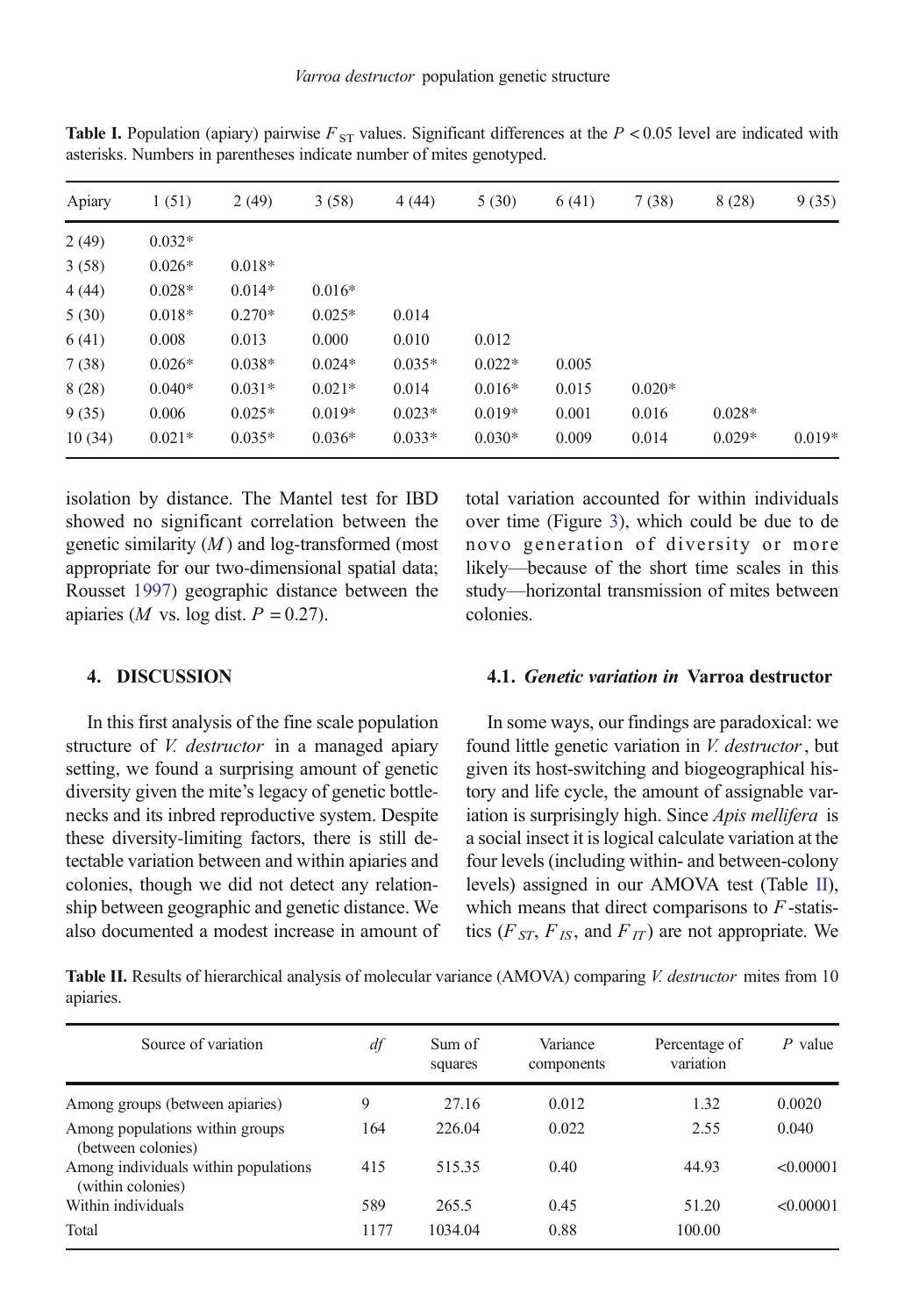**Table I.** Population (apiary) pairwise $F_{ST}$ values. Significant differences at the $P < 0.05$ level are indicated with asterisks. Numbers in parentheses indicate number of mites genotyped.

| Apiary | 1 (51) | 2 (49) | 3 (58) | 4 (44) | 5 (30) | 6 (41) | 7 (38) | 8 (28) | 9 (35) |
|---|---|---|---|---|---|---|---|---|---|
| 2 (49) | 0.032* | | | | | | | | |
| 3 (58) | 0.026* | 0.018* | | | | | | | |
| 4 (44) | 0.028* | 0.014* | 0.016* | | | | | | |
| 5 (30) | 0.018* | 0.270* | 0.025* | 0.014 | | | | | |
| 6 (41) | 0.008 | 0.013 | 0.000 | 0.010 | 0.012 | | | | |
| 7 (38) | 0.026* | 0.038* | 0.024* | 0.035* | 0.022* | 0.005 | | | |
| 8 (28) | 0.040* | 0.031* | 0.021* | 0.014 | 0.016* | 0.015 | 0.020* | | |
| 9 (35) | 0.006 | 0.025* | 0.019* | 0.023* | 0.019* | 0.001 | 0.016 | 0.028* | |
| 10 (34) | 0.021* | 0.035* | 0.036* | 0.033* | 0.030* | 0.009 | 0.014 | 0.029* | 0.019* |

isolation by distance. The Mantel test for IBD showed no significant correlation between the genetic similarity ($M$) and log-transformed (most appropriate for our two-dimensional spatial data; Rousset 1997) geographic distance between the apiaries ($M$ vs. log dist. $P = 0.27$).

## 4. DISCUSSION

In this first analysis of the fine scale population structure of *V. destructor* in a managed apiary setting, we found a surprising amount of genetic diversity given the mite's legacy of genetic bottlenecks and its inbred reproductive system. Despite these diversity-limiting factors, there is still detectable variation between and within apiaries and colonies, though we did not detect any relationship between geographic and genetic distance. We also documented a modest increase in amount of total variation accounted for within individuals over time (Figure 3), which could be due to de novo generation of diversity or more likely—because of the short time scales in this study—horizontal transmission of mites between colonies.

### 4.1. *Genetic variation in* Varroa destructor

In some ways, our findings are paradoxical: we found little genetic variation in *V. destructor*, but given its host-switching and biogeographical history and life cycle, the amount of assignable variation is surprisingly high. Since *Apis mellifera* is a social insect it is logical calculate variation at the four levels (including within- and between-colony levels) assigned in our AMOVA test (Table II), which means that direct comparisons to $F$-statistics ($F_{ST}$, $F_{IS}$, and $F_{IT}$) are not appropriate. We

**Table II.** Results of hierarchical analysis of molecular variance (AMOVA) comparing *V. destructor* mites from 10 apiaries.

| Source of variation | df | Sum of squares | Variance components | Percentage of variation | P value |
|---|---|---|---|---|---|
| Among groups (between apiaries) | 9 | 27.16 | 0.012 | 1.32 | 0.0020 |
| Among populations within groups (between colonies) | 164 | 226.04 | 0.022 | 2.55 | 0.040 |
| Among individuals within populations (within colonies) | 415 | 515.35 | 0.40 | 44.93 | <0.00001 |
| Within individuals | 589 | 265.5 | 0.45 | 51.20 | <0.00001 |
| Total | 1177 | 1034.04 | 0.88 | 100.00 | |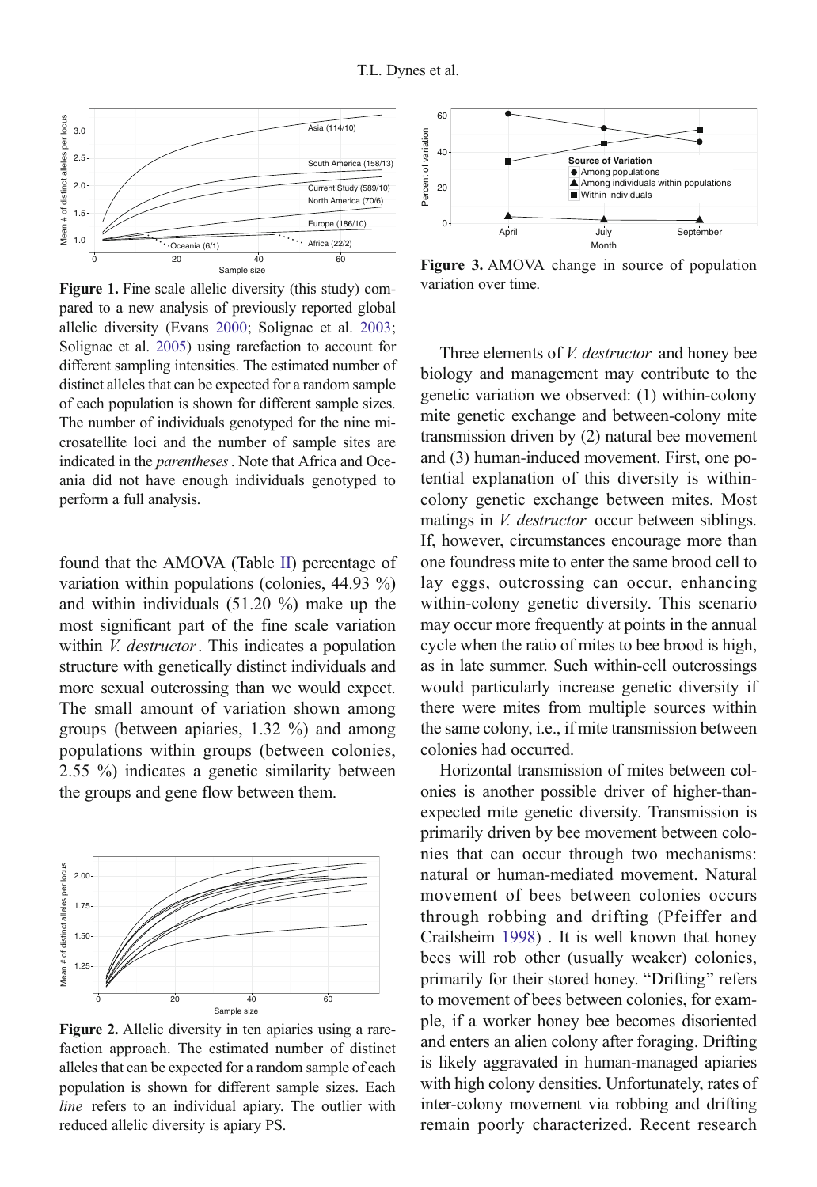**Figure 1.** Fine scale allelic diversity (this study) compared to a new analysis of previously reported global allelic diversity (Evans 2000; Solignac et al. 2003; Solignac et al. 2005) using rarefaction to account for different sampling intensities. The estimated number of distinct alleles that can be expected for a random sample of each population is shown for different sample sizes. The number of individuals genotyped for the nine microsatellite loci and the number of sample sites are indicated in the *parentheses*. Note that Africa and Oceania did not have enough individuals genotyped to perform a full analysis.

found that the AMOVA (Table II) percentage of variation within populations (colonies, 44.93 %) and within individuals (51.20 %) make up the most significant part of the fine scale variation within *V. destructor*. This indicates a population structure with genetically distinct individuals and more sexual outcrossing than we would expect. The small amount of variation shown among groups (between apiaries, 1.32 %) and among populations within groups (between colonies, 2.55 %) indicates a genetic similarity between the groups and gene flow between them.

**Figure 2.** Allelic diversity in ten apiaries using a rarefaction approach. The estimated number of distinct alleles that can be expected for a random sample of each population is shown for different sample sizes. Each *line* refers to an individual apiary. The outlier with reduced allelic diversity is apiary PS.

**Figure 3.** AMOVA change in source of population variation over time.

Three elements of *V. destructor* and honey bee biology and management may contribute to the genetic variation we observed: (1) within-colony mite genetic exchange and between-colony mite transmission driven by (2) natural bee movement and (3) human-induced movement. First, one potential explanation of this diversity is within-colony genetic exchange between mites. Most matings in *V. destructor* occur between siblings. If, however, circumstances encourage more than one foundress mite to enter the same brood cell to lay eggs, outcrossing can occur, enhancing within-colony genetic diversity. This scenario may occur more frequently at points in the annual cycle when the ratio of mites to bee brood is high, as in late summer. Such within-cell outcrossings would particularly increase genetic diversity if there were mites from multiple sources within the same colony, i.e., if mite transmission between colonies had occurred.

Horizontal transmission of mites between colonies is another possible driver of higher-than-expected mite genetic diversity. Transmission is primarily driven by bee movement between colonies that can occur through two mechanisms: natural or human-mediated movement. Natural movement of bees between colonies occurs through robbing and drifting (Pfeiffer and Crailsheim 1998) . It is well known that honey bees will rob other (usually weaker) colonies, primarily for their stored honey. "Drifting" refers to movement of bees between colonies, for example, if a worker honey bee becomes disoriented and enters an alien colony after foraging. Drifting is likely aggravated in human-managed apiaries with high colony densities. Unfortunately, rates of inter-colony movement via robbing and drifting remain poorly characterized. Recent research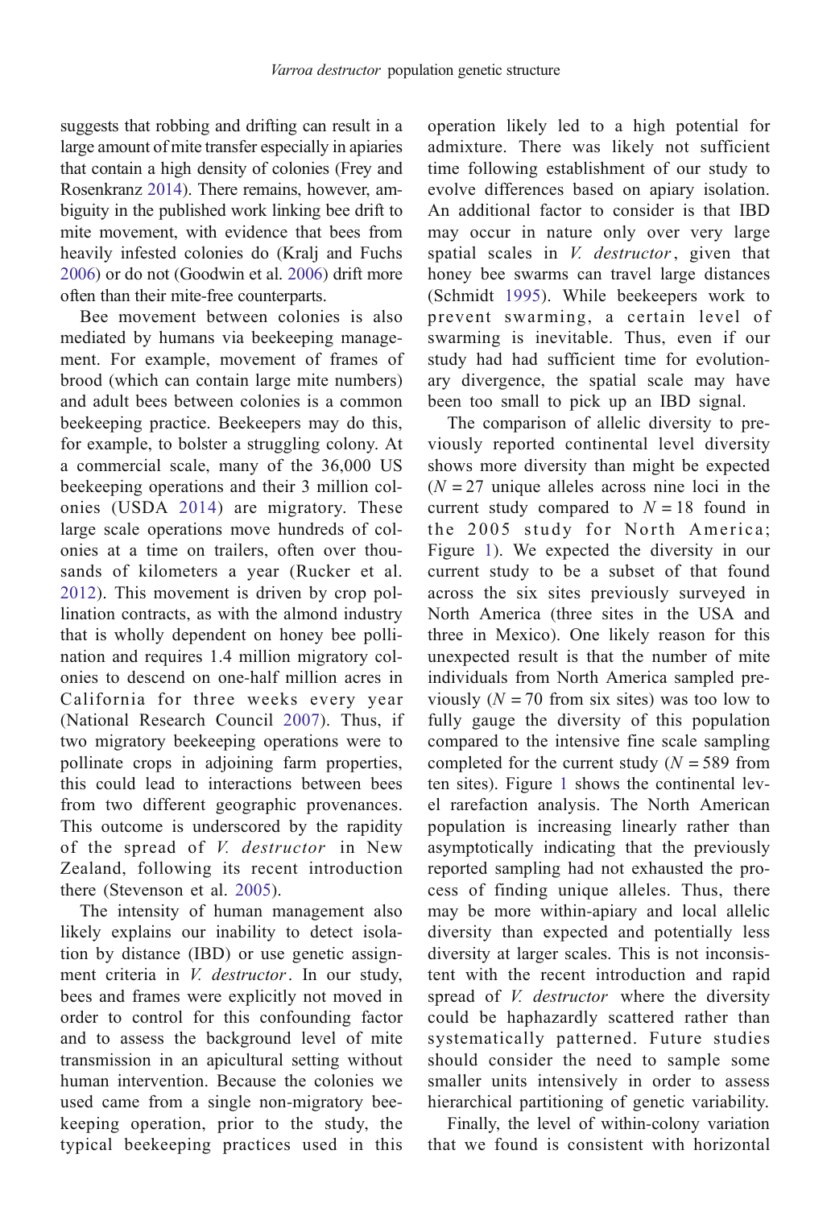suggests that robbing and drifting can result in a large amount of mite transfer especially in apiaries that contain a high density of colonies (Frey and Rosenkranz 2014). There remains, however, ambiguity in the published work linking bee drift to mite movement, with evidence that bees from heavily infested colonies do (Kralj and Fuchs 2006) or do not (Goodwin et al. 2006) drift more often than their mite-free counterparts.

Bee movement between colonies is also mediated by humans via beekeeping management. For example, movement of frames of brood (which can contain large mite numbers) and adult bees between colonies is a common beekeeping practice. Beekeepers may do this, for example, to bolster a struggling colony. At a commercial scale, many of the 36,000 US beekeeping operations and their 3 million colonies (USDA 2014) are migratory. These large scale operations move hundreds of colonies at a time on trailers, often over thousands of kilometers a year (Rucker et al. 2012). This movement is driven by crop pollination contracts, as with the almond industry that is wholly dependent on honey bee pollination and requires 1.4 million migratory colonies to descend on one-half million acres in California for three weeks every year (National Research Council 2007). Thus, if two migratory beekeeping operations were to pollinate crops in adjoining farm properties, this could lead to interactions between bees from two different geographic provenances. This outcome is underscored by the rapidity of the spread of *V. destructor* in New Zealand, following its recent introduction there (Stevenson et al. 2005).

The intensity of human management also likely explains our inability to detect isolation by distance (IBD) or use genetic assignment criteria in *V. destructor*. In our study, bees and frames were explicitly not moved in order to control for this confounding factor and to assess the background level of mite transmission in an apicultural setting without human intervention. Because the colonies we used came from a single non-migratory beekeeping operation, prior to the study, the typical beekeeping practices used in this operation likely led to a high potential for admixture. There was likely not sufficient time following establishment of our study to evolve differences based on apiary isolation. An additional factor to consider is that IBD may occur in nature only over very large spatial scales in *V. destructor*, given that honey bee swarms can travel large distances (Schmidt 1995). While beekeepers work to prevent swarming, a certain level of swarming is inevitable. Thus, even if our study had had sufficient time for evolutionary divergence, the spatial scale may have been too small to pick up an IBD signal.

The comparison of allelic diversity to previously reported continental level diversity shows more diversity than might be expected ($N = 27$ unique alleles across nine loci in the current study compared to $N = 18$ found in the 2005 study for North America; Figure 1). We expected the diversity in our current study to be a subset of that found across the six sites previously surveyed in North America (three sites in the USA and three in Mexico). One likely reason for this unexpected result is that the number of mite individuals from North America sampled previously ($N = 70$ from six sites) was too low to fully gauge the diversity of this population compared to the intensive fine scale sampling completed for the current study ($N = 589$ from ten sites). Figure 1 shows the continental level rarefaction analysis. The North American population is increasing linearly rather than asymptotically indicating that the previously reported sampling had not exhausted the process of finding unique alleles. Thus, there may be more within-apiary and local allelic diversity than expected and potentially less diversity at larger scales. This is not inconsistent with the recent introduction and rapid spread of *V. destructor* where the diversity could be haphazardly scattered rather than systematically patterned. Future studies should consider the need to sample some smaller units intensively in order to assess hierarchical partitioning of genetic variability.

Finally, the level of within-colony variation that we found is consistent with horizontal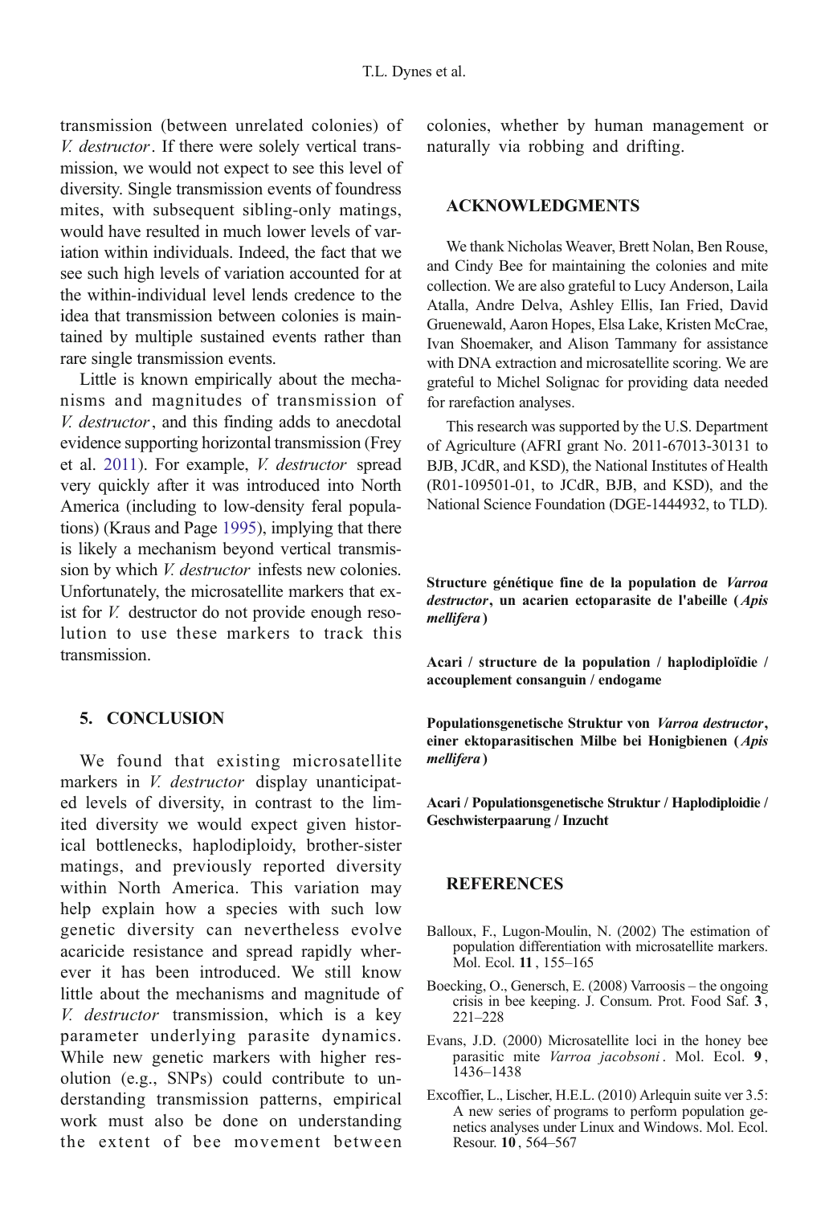transmission (between unrelated colonies) of *V. destructor*. If there were solely vertical transmission, we would not expect to see this level of diversity. Single transmission events of foundress mites, with subsequent sibling-only matings, would have resulted in much lower levels of variation within individuals. Indeed, the fact that we see such high levels of variation accounted for at the within-individual level lends credence to the idea that transmission between colonies is maintained by multiple sustained events rather than rare single transmission events.

Little is known empirically about the mechanisms and magnitudes of transmission of *V. destructor*, and this finding adds to anecdotal evidence supporting horizontal transmission (Frey et al. 2011). For example, *V. destructor* spread very quickly after it was introduced into North America (including to low-density feral populations) (Kraus and Page 1995), implying that there is likely a mechanism beyond vertical transmission by which *V. destructor* infests new colonies. Unfortunately, the microsatellite markers that exist for *V.* destructor do not provide enough resolution to use these markers to track this transmission.

## 5. CONCLUSION

We found that existing microsatellite markers in *V. destructor* display unanticipated levels of diversity, in contrast to the limited diversity we would expect given historical bottlenecks, haplodiploidy, brother-sister matings, and previously reported diversity within North America. This variation may help explain how a species with such low genetic diversity can nevertheless evolve acaricide resistance and spread rapidly wherever it has been introduced. We still know little about the mechanisms and magnitude of *V. destructor* transmission, which is a key parameter underlying parasite dynamics. While new genetic markers with higher resolution (e.g., SNPs) could contribute to understanding transmission patterns, empirical work must also be done on understanding the extent of bee movement between colonies, whether by human management or naturally via robbing and drifting.

## ACKNOWLEDGMENTS

We thank Nicholas Weaver, Brett Nolan, Ben Rouse, and Cindy Bee for maintaining the colonies and mite collection. We are also grateful to Lucy Anderson, Laila Atalla, Andre Delva, Ashley Ellis, Ian Fried, David Gruenewald, Aaron Hopes, Elsa Lake, Kristen McCrae, Ivan Shoemaker, and Alison Tammany for assistance with DNA extraction and microsatellite scoring. We are grateful to Michel Solignac for providing data needed for rarefaction analyses.

This research was supported by the U.S. Department of Agriculture (AFRI grant No. 2011-67013-30131 to BJB, JCdR, and KSD), the National Institutes of Health (R01-109501-01, to JCdR, BJB, and KSD), and the National Science Foundation (DGE-1444932, to TLD).

**Structure génétique fine de la population de *Varroa destructor*, un acarien ectoparasite de l'abeille (*Apis mellifera*)**

**Acari / structure de la population / haplodiploïdie / accouplement consanguin / endogame**

**Populationsgenetische Struktur von *Varroa destructor*, einer ektoparasitischen Milbe bei Honigbienen (*Apis mellifera*)**

**Acari / Populationsgenetische Struktur / Haplodiploidie / Geschwisterpaarung / Inzucht**

## REFERENCES

Balloux, F., Lugon-Moulin, N. (2002) The estimation of population differentiation with microsatellite markers. Mol. Ecol. **11**, 155–165

Boecking, O., Genersch, E. (2008) Varroosis – the ongoing crisis in bee keeping. J. Consum. Prot. Food Saf. **3**, 221–228

Evans, J.D. (2000) Microsatellite loci in the honey bee parasitic mite *Varroa jacobsoni*. Mol. Ecol. **9**, 1436–1438

Excoffier, L., Lischer, H.E.L. (2010) Arlequin suite ver 3.5: A new series of programs to perform population genetics analyses under Linux and Windows. Mol. Ecol. Resour. **10**, 564–567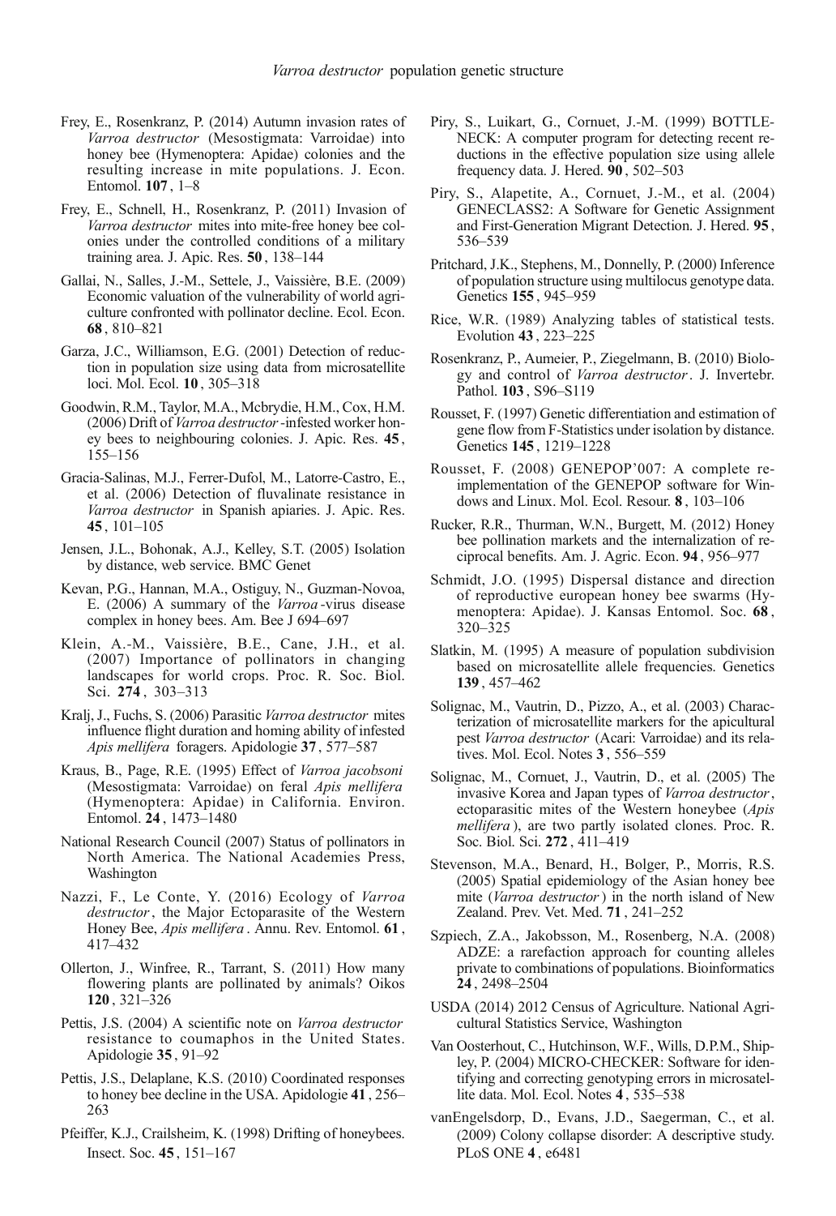Frey, E., Rosenkranz, P. (2014) Autumn invasion rates of *Varroa destructor* (Mesostigmata: Varroidae) into honey bee (Hymenoptera: Apidae) colonies and the resulting increase in mite populations. J. Econ. Entomol. **107**, 1–8

Frey, E., Schnell, H., Rosenkranz, P. (2011) Invasion of *Varroa destructor* mites into mite-free honey bee colonies under the controlled conditions of a military training area. J. Apic. Res. **50**, 138–144

Gallai, N., Salles, J.-M., Settele, J., Vaissière, B.E. (2009) Economic valuation of the vulnerability of world agriculture confronted with pollinator decline. Ecol. Econ. **68**, 810–821

Garza, J.C., Williamson, E.G. (2001) Detection of reduction in population size using data from microsatellite loci. Mol. Ecol. **10**, 305–318

Goodwin, R.M., Taylor, M.A., Mcbrydie, H.M., Cox, H.M. (2006) Drift of *Varroa destructor*-infested worker honey bees to neighbouring colonies. J. Apic. Res. **45**, 155–156

Gracia-Salinas, M.J., Ferrer-Dufol, M., Latorre-Castro, E., et al. (2006) Detection of fluvalinate resistance in *Varroa destructor* in Spanish apiaries. J. Apic. Res. **45**, 101–105

Jensen, J.L., Bohonak, A.J., Kelley, S.T. (2005) Isolation by distance, web service. BMC Genet

Kevan, P.G., Hannan, M.A., Ostiguy, N., Guzman-Novoa, E. (2006) A summary of the *Varroa*-virus disease complex in honey bees. Am. Bee J 694–697

Klein, A.-M., Vaissière, B.E., Cane, J.H., et al. (2007) Importance of pollinators in changing landscapes for world crops. Proc. R. Soc. Biol. Sci. **274**, 303–313

Kralj, J., Fuchs, S. (2006) Parasitic *Varroa destructor* mites influence flight duration and homing ability of infested *Apis mellifera* foragers. Apidologie **37**, 577–587

Kraus, B., Page, R.E. (1995) Effect of *Varroa jacobsoni* (Mesostigmata: Varroidae) on feral *Apis mellifera* (Hymenoptera: Apidae) in California. Environ. Entomol. **24**, 1473–1480

National Research Council (2007) Status of pollinators in North America. The National Academies Press, Washington

Nazzi, F., Le Conte, Y. (2016) Ecology of *Varroa destructor*, the Major Ectoparasite of the Western Honey Bee, *Apis mellifera*. Annu. Rev. Entomol. **61**, 417–432

Ollerton, J., Winfree, R., Tarrant, S. (2011) How many flowering plants are pollinated by animals? Oikos **120**, 321–326

Pettis, J.S. (2004) A scientific note on *Varroa destructor* resistance to coumaphos in the United States. Apidologie **35**, 91–92

Pettis, J.S., Delaplane, K.S. (2010) Coordinated responses to honey bee decline in the USA. Apidologie **41**, 256–263

Pfeiffer, K.J., Crailsheim, K. (1998) Drifting of honeybees. Insect. Soc. **45**, 151–167

Piry, S., Luikart, G., Cornuet, J.-M. (1999) BOTTLENECK: A computer program for detecting recent reductions in the effective population size using allele frequency data. J. Hered. **90**, 502–503

Piry, S., Alapetite, A., Cornuet, J.-M., et al. (2004) GENECLASS2: A Software for Genetic Assignment and First-Generation Migrant Detection. J. Hered. **95**, 536–539

Pritchard, J.K., Stephens, M., Donnelly, P. (2000) Inference of population structure using multilocus genotype data. Genetics **155**, 945–959

Rice, W.R. (1989) Analyzing tables of statistical tests. Evolution **43**, 223–225

Rosenkranz, P., Aumeier, P., Ziegelmann, B. (2010) Biology and control of *Varroa destructor*. J. Invertebr. Pathol. **103**, S96–S119

Rousset, F. (1997) Genetic differentiation and estimation of gene flow from F-Statistics under isolation by distance. Genetics **145**, 1219–1228

Rousset, F. (2008) GENEPOP'007: A complete re-implementation of the GENEPOP software for Windows and Linux. Mol. Ecol. Resour. **8**, 103–106

Rucker, R.R., Thurman, W.N., Burgett, M. (2012) Honey bee pollination markets and the internalization of reciprocal benefits. Am. J. Agric. Econ. **94**, 956–977

Schmidt, J.O. (1995) Dispersal distance and direction of reproductive european honey bee swarms (Hymenoptera: Apidae). J. Kansas Entomol. Soc. **68**, 320–325

Slatkin, M. (1995) A measure of population subdivision based on microsatellite allele frequencies. Genetics **139**, 457–462

Solignac, M., Vautrin, D., Pizzo, A., et al. (2003) Characterization of microsatellite markers for the apicultural pest *Varroa destructor* (Acari: Varroidae) and its relatives. Mol. Ecol. Notes **3**, 556–559

Solignac, M., Cornuet, J.-M., Vautrin, D., et al. (2005) The invasive Korea and Japan types of *Varroa destructor*, ectoparasitic mites of the Western honeybee (*Apis mellifera*), are two partly isolated clones. Proc. R. Soc. Biol. Sci. **272**, 411–419

Stevenson, M.A., Benard, H., Bolger, P., Morris, R.S. (2005) Spatial epidemiology of the Asian honey bee mite (*Varroa destructor*) in the north island of New Zealand. Prev. Vet. Med. **71**, 241–252

Szpiech, Z.A., Jakobsson, M., Rosenberg, N.A. (2008) ADZE: a rarefaction approach for counting alleles private to combinations of populations. Bioinformatics **24**, 2498–2504

USDA (2014) 2012 Census of Agriculture. National Agricultural Statistics Service, Washington

Van Oosterhout, C., Hutchinson, W.F., Wills, D.P.M., Shipley, P. (2004) MICRO-CHECKER: Software for identifying and correcting genotyping errors in microsatellite data. Mol. Ecol. Notes **4**, 535–538

vanEngelsdorp, D., Evans, J.D., Saegerman, C., et al. (2009) Colony collapse disorder: A descriptive study. PLoS ONE **4**, e6481